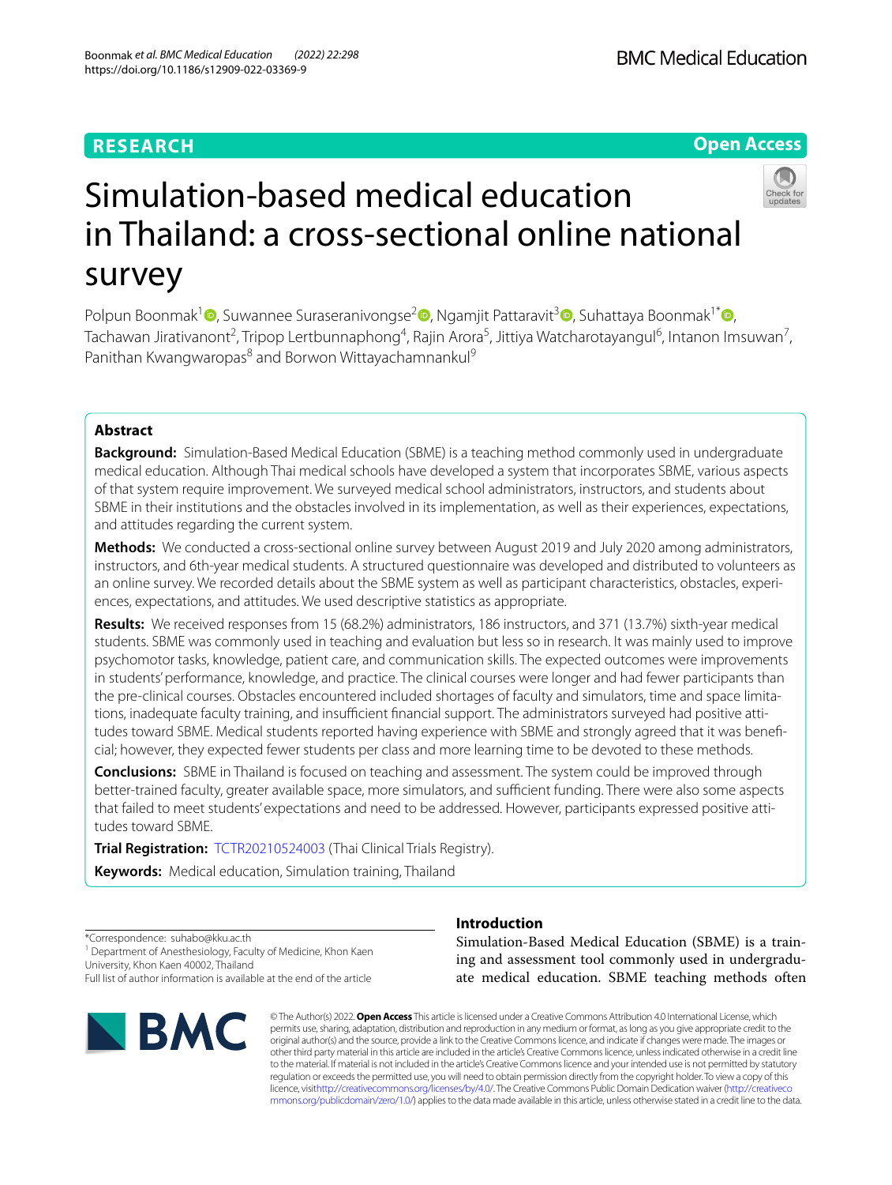RESEARCH

Open Access

# Simulation-based medical education in Thailand: a cross-sectional online national survey

Polpun Boonmak[1], Suwannee Suraseranivongse[2], Ngamjit Pattaravit[3], Suhattaya Boonmak[1*], Tachawan Jirativanont[2], Tripop Lertbunnaphong[4], Rajin Arora[5], Jittiya Watcharotayangul[6], Intanon Imsuwan[7], Panithan Kwangwaropas[8] and Borwon Wittayachamnankul[9]

## Abstract

**Background:** Simulation-Based Medical Education (SBME) is a teaching method commonly used in undergraduate medical education. Although Thai medical schools have developed a system that incorporates SBME, various aspects of that system require improvement. We surveyed medical school administrators, instructors, and students about SBME in their institutions and the obstacles involved in its implementation, as well as their experiences, expectations, and attitudes regarding the current system.

**Methods:** We conducted a cross-sectional online survey between August 2019 and July 2020 among administrators, instructors, and 6th-year medical students. A structured questionnaire was developed and distributed to volunteers as an online survey. We recorded details about the SBME system as well as participant characteristics, obstacles, experiences, expectations, and attitudes. We used descriptive statistics as appropriate.

**Results:** We received responses from 15 (68.2%) administrators, 186 instructors, and 371 (13.7%) sixth-year medical students. SBME was commonly used in teaching and evaluation but less so in research. It was mainly used to improve psychomotor tasks, knowledge, patient care, and communication skills. The expected outcomes were improvements in students' performance, knowledge, and practice. The clinical courses were longer and had fewer participants than the pre-clinical courses. Obstacles encountered included shortages of faculty and simulators, time and space limitations, inadequate faculty training, and insufficient financial support. The administrators surveyed had positive attitudes toward SBME. Medical students reported having experience with SBME and strongly agreed that it was beneficial; however, they expected fewer students per class and more learning time to be devoted to these methods.

**Conclusions:** SBME in Thailand is focused on teaching and assessment. The system could be improved through better-trained faculty, greater available space, more simulators, and sufficient funding. There were also some aspects that failed to meet students' expectations and need to be addressed. However, participants expressed positive attitudes toward SBME.

**Trial Registration:** TCTR20210524003 (Thai Clinical Trials Registry).

**Keywords:** Medical education, Simulation training, Thailand

*Correspondence: suhabo@kku.ac.th
[1] Department of Anesthesiology, Faculty of Medicine, Khon Kaen University, Khon Kaen 40002, Thailand
Full list of author information is available at the end of the article

## Introduction

Simulation-Based Medical Education (SBME) is a training and assessment tool commonly used in undergraduate medical education. SBME teaching methods often

© The Author(s) 2022. **Open Access** This article is licensed under a Creative Commons Attribution 4.0 International License, which permits use, sharing, adaptation, distribution and reproduction in any medium or format, as long as you give appropriate credit to the original author(s) and the source, provide a link to the Creative Commons licence, and indicate if changes were made. The images or other third party material in this article are included in the article's Creative Commons licence, unless indicated otherwise in a credit line to the material. If material is not included in the article's Creative Commons licence and your intended use is not permitted by statutory regulation or exceeds the permitted use, you will need to obtain permission directly from the copyright holder. To view a copy of this licence, visit http://creativecommons.org/licenses/by/4.0/. The Creative Commons Public Domain Dedication waiver (http://creativecommons.org/publicdomain/zero/1.0/) applies to the data made available in this article, unless otherwise stated in a credit line to the data.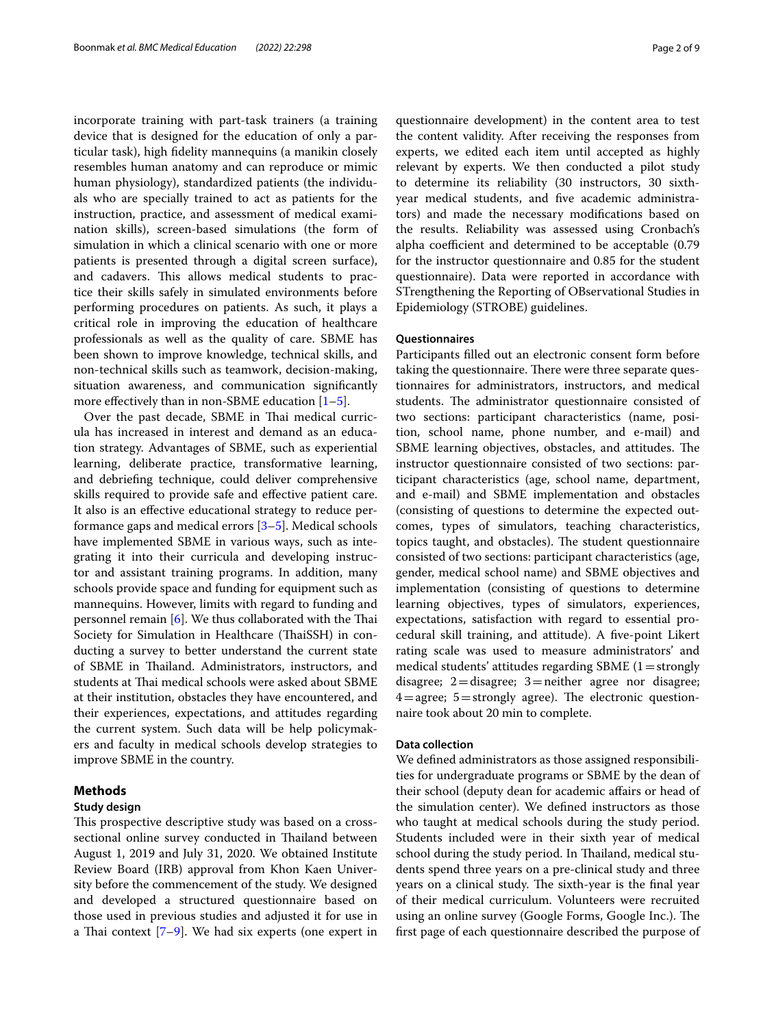incorporate training with part-task trainers (a training device that is designed for the education of only a particular task), high fidelity mannequins (a manikin closely resembles human anatomy and can reproduce or mimic human physiology), standardized patients (the individuals who are specially trained to act as patients for the instruction, practice, and assessment of medical examination skills), screen-based simulations (the form of simulation in which a clinical scenario with one or more patients is presented through a digital screen surface), and cadavers. This allows medical students to practice their skills safely in simulated environments before performing procedures on patients. As such, it plays a critical role in improving the education of healthcare professionals as well as the quality of care. SBME has been shown to improve knowledge, technical skills, and non-technical skills such as teamwork, decision-making, situation awareness, and communication significantly more effectively than in non-SBME education [1–5].

Over the past decade, SBME in Thai medical curricula has increased in interest and demand as an education strategy. Advantages of SBME, such as experiential learning, deliberate practice, transformative learning, and debriefing technique, could deliver comprehensive skills required to provide safe and effective patient care. It also is an effective educational strategy to reduce performance gaps and medical errors [3–5]. Medical schools have implemented SBME in various ways, such as integrating it into their curricula and developing instructor and assistant training programs. In addition, many schools provide space and funding for equipment such as mannequins. However, limits with regard to funding and personnel remain [6]. We thus collaborated with the Thai Society for Simulation in Healthcare (ThaiSSH) in conducting a survey to better understand the current state of SBME in Thailand. Administrators, instructors, and students at Thai medical schools were asked about SBME at their institution, obstacles they have encountered, and their experiences, expectations, and attitudes regarding the current system. Such data will be help policymakers and faculty in medical schools develop strategies to improve SBME in the country.

## Methods

### Study design

This prospective descriptive study was based on a cross-sectional online survey conducted in Thailand between August 1, 2019 and July 31, 2020. We obtained Institute Review Board (IRB) approval from Khon Kaen University before the commencement of the study. We designed and developed a structured questionnaire based on those used in previous studies and adjusted it for use in a Thai context [7–9]. We had six experts (one expert in questionnaire development) in the content area to test the content validity. After receiving the responses from experts, we edited each item until accepted as highly relevant by experts. We then conducted a pilot study to determine its reliability (30 instructors, 30 sixth-year medical students, and five academic administrators) and made the necessary modifications based on the results. Reliability was assessed using Cronbach's alpha coefficient and determined to be acceptable (0.79 for the instructor questionnaire and 0.85 for the student questionnaire). Data were reported in accordance with STrengthening the Reporting of OBservational Studies in Epidemiology (STROBE) guidelines.

### Questionnaires

Participants filled out an electronic consent form before taking the questionnaire. There were three separate questionnaires for administrators, instructors, and medical students. The administrator questionnaire consisted of two sections: participant characteristics (name, position, school name, phone number, and e-mail) and SBME learning objectives, obstacles, and attitudes. The instructor questionnaire consisted of two sections: participant characteristics (age, school name, department, and e-mail) and SBME implementation and obstacles (consisting of questions to determine the expected outcomes, types of simulators, teaching characteristics, topics taught, and obstacles). The student questionnaire consisted of two sections: participant characteristics (age, gender, medical school name) and SBME objectives and implementation (consisting of questions to determine learning objectives, types of simulators, experiences, expectations, satisfaction with regard to essential procedural skill training, and attitude). A five-point Likert rating scale was used to measure administrators' and medical students' attitudes regarding SBME (1 = strongly disagree; 2 = disagree; 3 = neither agree nor disagree; 4 = agree; 5 = strongly agree). The electronic questionnaire took about 20 min to complete.

### Data collection

We defined administrators as those assigned responsibilities for undergraduate programs or SBME by the dean of their school (deputy dean for academic affairs or head of the simulation center). We defined instructors as those who taught at medical schools during the study period. Students included were in their sixth year of medical school during the study period. In Thailand, medical students spend three years on a pre-clinical study and three years on a clinical study. The sixth-year is the final year of their medical curriculum. Volunteers were recruited using an online survey (Google Forms, Google Inc.). The first page of each questionnaire described the purpose of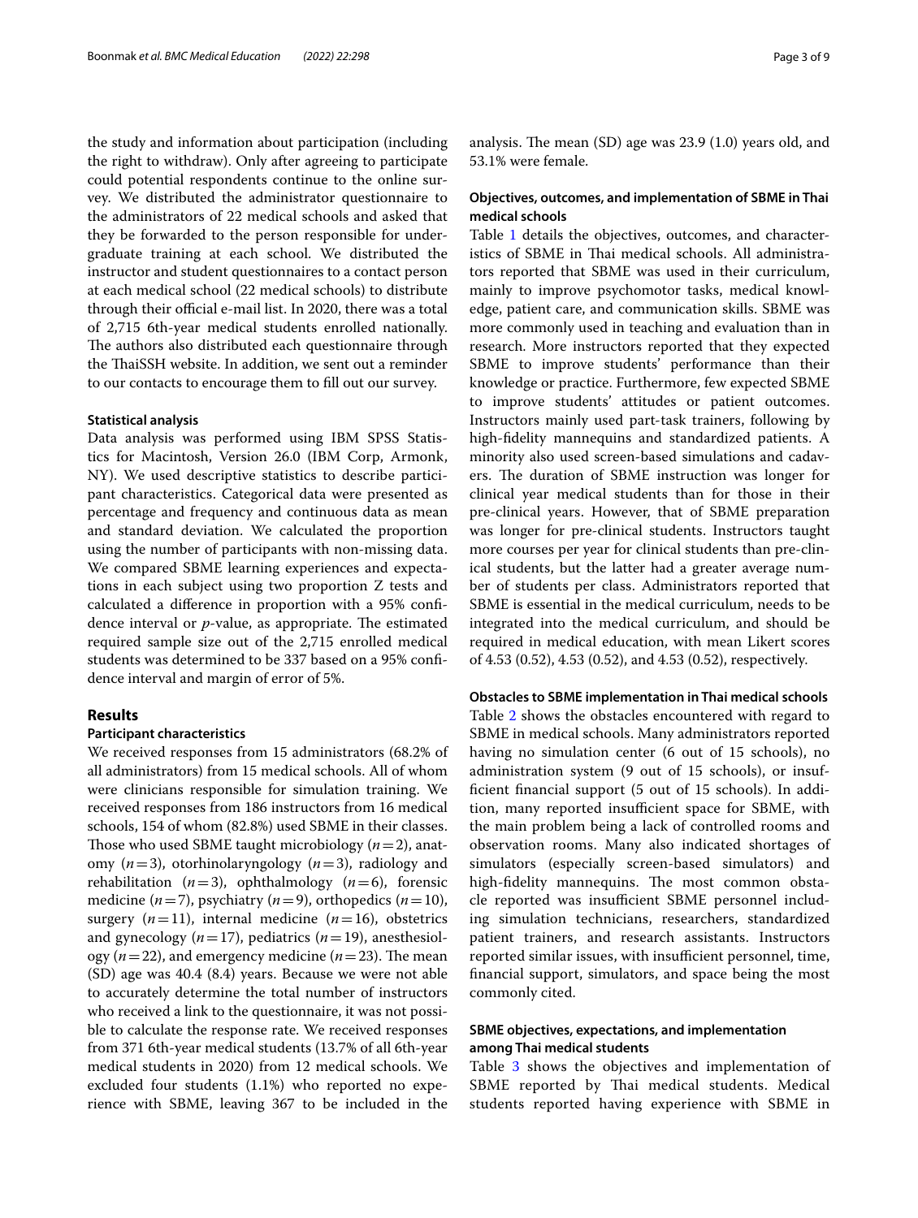the study and information about participation (including the right to withdraw). Only after agreeing to participate could potential respondents continue to the online survey. We distributed the administrator questionnaire to the administrators of 22 medical schools and asked that they be forwarded to the person responsible for undergraduate training at each school. We distributed the instructor and student questionnaires to a contact person at each medical school (22 medical schools) to distribute through their official e-mail list. In 2020, there was a total of 2,715 6th-year medical students enrolled nationally. The authors also distributed each questionnaire through the ThaiSSH website. In addition, we sent out a reminder to our contacts to encourage them to fill out our survey.

#### Statistical analysis

Data analysis was performed using IBM SPSS Statistics for Macintosh, Version 26.0 (IBM Corp, Armonk, NY). We used descriptive statistics to describe participant characteristics. Categorical data were presented as percentage and frequency and continuous data as mean and standard deviation. We calculated the proportion using the number of participants with non-missing data. We compared SBME learning experiences and expectations in each subject using two proportion Z tests and calculated a difference in proportion with a 95% confidence interval or *p*-value, as appropriate. The estimated required sample size out of the 2,715 enrolled medical students was determined to be 337 based on a 95% confidence interval and margin of error of 5%.

## Results

#### Participant characteristics

We received responses from 15 administrators (68.2% of all administrators) from 15 medical schools. All of whom were clinicians responsible for simulation training. We received responses from 186 instructors from 16 medical schools, 154 of whom (82.8%) used SBME in their classes. Those who used SBME taught microbiology ($n=2$), anatomy ($n=3$), otorhinolaryngology ($n=3$), radiology and rehabilitation ($n=3$), ophthalmology ($n=6$), forensic medicine ($n=7$), psychiatry ($n=9$), orthopedics ($n=10$), surgery ($n=11$), internal medicine ($n=16$), obstetrics and gynecology ($n=17$), pediatrics ($n=19$), anesthesiology ($n=22$), and emergency medicine ($n=23$). The mean (SD) age was 40.4 (8.4) years. Because we were not able to accurately determine the total number of instructors who received a link to the questionnaire, it was not possible to calculate the response rate. We received responses from 371 6th-year medical students (13.7% of all 6th-year medical students in 2020) from 12 medical schools. We excluded four students (1.1%) who reported no experience with SBME, leaving 367 to be included in the analysis. The mean (SD) age was 23.9 (1.0) years old, and 53.1% were female.

#### Objectives, outcomes, and implementation of SBME in Thai medical schools

Table 1 details the objectives, outcomes, and characteristics of SBME in Thai medical schools. All administrators reported that SBME was used in their curriculum, mainly to improve psychomotor tasks, medical knowledge, patient care, and communication skills. SBME was more commonly used in teaching and evaluation than in research. More instructors reported that they expected SBME to improve students' performance than their knowledge or practice. Furthermore, few expected SBME to improve students' attitudes or patient outcomes. Instructors mainly used part-task trainers, following by high-fidelity mannequins and standardized patients. A minority also used screen-based simulations and cadavers. The duration of SBME instruction was longer for clinical year medical students than for those in their pre-clinical years. However, that of SBME preparation was longer for pre-clinical students. Instructors taught more courses per year for clinical students than pre-clinical students, but the latter had a greater average number of students per class. Administrators reported that SBME is essential in the medical curriculum, needs to be integrated into the medical curriculum, and should be required in medical education, with mean Likert scores of 4.53 (0.52), 4.53 (0.52), and 4.53 (0.52), respectively.

#### Obstacles to SBME implementation in Thai medical schools

Table 2 shows the obstacles encountered with regard to SBME in medical schools. Many administrators reported having no simulation center (6 out of 15 schools), no administration system (9 out of 15 schools), or insufficient financial support (5 out of 15 schools). In addition, many reported insufficient space for SBME, with the main problem being a lack of controlled rooms and observation rooms. Many also indicated shortages of simulators (especially screen-based simulators) and high-fidelity mannequins. The most common obstacle reported was insufficient SBME personnel including simulation technicians, researchers, standardized patient trainers, and research assistants. Instructors reported similar issues, with insufficient personnel, time, financial support, simulators, and space being the most commonly cited.

#### SBME objectives, expectations, and implementation among Thai medical students

Table 3 shows the objectives and implementation of SBME reported by Thai medical students. Medical students reported having experience with SBME in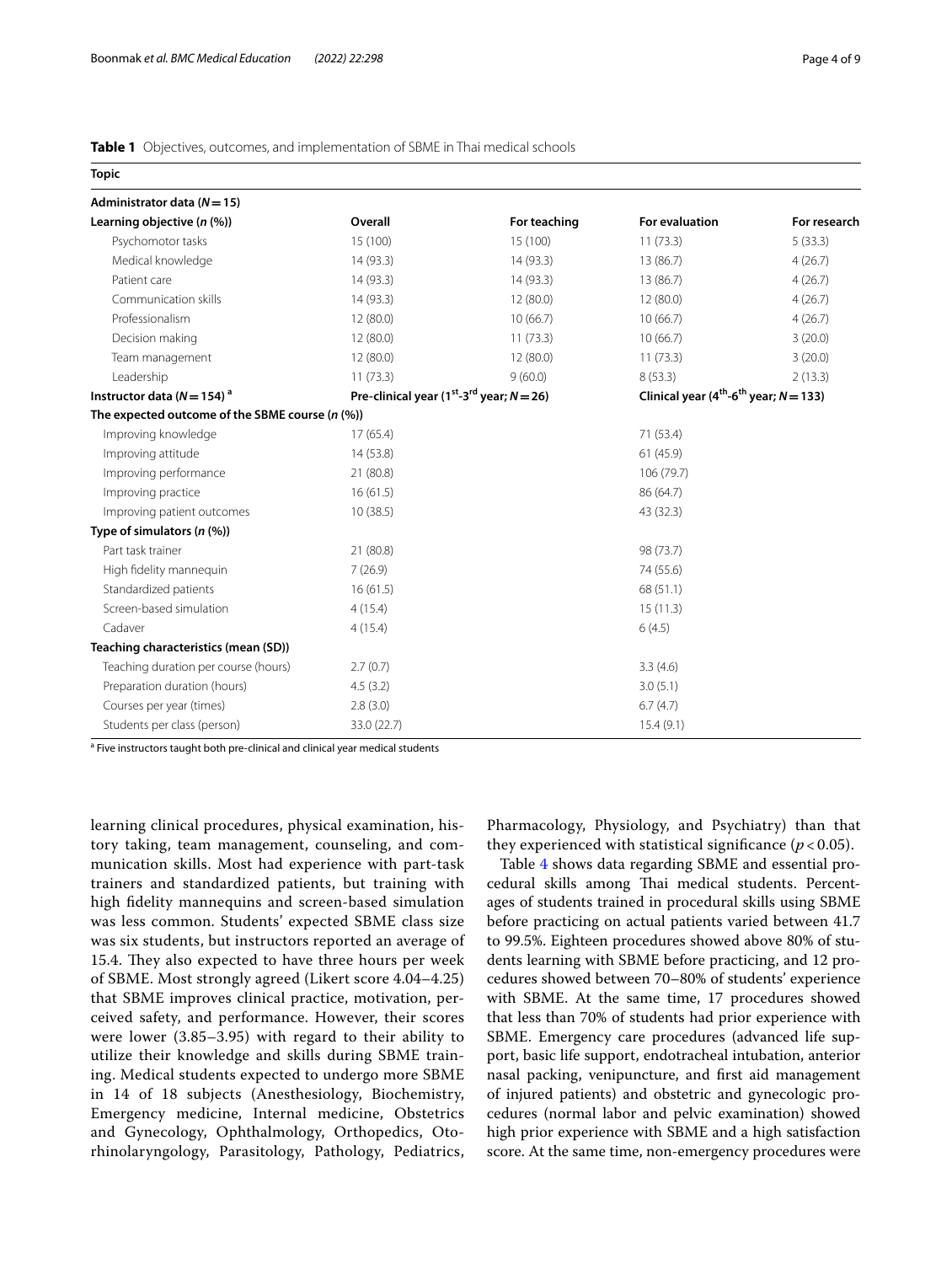**Table 1** Objectives, outcomes, and implementation of SBME in Thai medical schools

| Topic | | | | |
|---|---|---|---|---|
| **Administrator data (*N* = 15)** | | | | |
| **Learning objective (*n* (%))** | **Overall** | **For teaching** | **For evaluation** | **For research** |
| Psychomotor tasks | 15 (100) | 15 (100) | 11 (73.3) | 5 (33.3) |
| Medical knowledge | 14 (93.3) | 14 (93.3) | 13 (86.7) | 4 (26.7) |
| Patient care | 14 (93.3) | 14 (93.3) | 13 (86.7) | 4 (26.7) |
| Communication skills | 14 (93.3) | 12 (80.0) | 12 (80.0) | 4 (26.7) |
| Professionalism | 12 (80.0) | 10 (66.7) | 10 (66.7) | 4 (26.7) |
| Decision making | 12 (80.0) | 11 (73.3) | 10 (66.7) | 3 (20.0) |
| Team management | 12 (80.0) | 12 (80.0) | 11 (73.3) | 3 (20.0) |
| Leadership | 11 (73.3) | 9 (60.0) | 8 (53.3) | 2 (13.3) |
| **Instructor data (*N* = 154) [a]** | **Pre-clinical year (1st-3rd year; *N* = 26)** | | **Clinical year (4th-6th year; *N* = 133)** | |
| **The expected outcome of the SBME course (*n* (%))** | | | | |
| Improving knowledge | 17 (65.4) | | 71 (53.4) | |
| Improving attitude | 14 (53.8) | | 61 (45.9) | |
| Improving performance | 21 (80.8) | | 106 (79.7) | |
| Improving practice | 16 (61.5) | | 86 (64.7) | |
| Improving patient outcomes | 10 (38.5) | | 43 (32.3) | |
| **Type of simulators (*n* (%))** | | | | |
| Part task trainer | 21 (80.8) | | 98 (73.7) | |
| High fidelity mannequin | 7 (26.9) | | 74 (55.6) | |
| Standardized patients | 16 (61.5) | | 68 (51.1) | |
| Screen-based simulation | 4 (15.4) | | 15 (11.3) | |
| Cadaver | 4 (15.4) | | 6 (4.5) | |
| **Teaching characteristics (mean (SD))** | | | | |
| Teaching duration per course (hours) | 2.7 (0.7) | | 3.3 (4.6) | |
| Preparation duration (hours) | 4.5 (3.2) | | 3.0 (5.1) | |
| Courses per year (times) | 2.8 (3.0) | | 6.7 (4.7) | |
| Students per class (person) | 33.0 (22.7) | | 15.4 (9.1) | |

[a] Five instructors taught both pre-clinical and clinical year medical students

learning clinical procedures, physical examination, history taking, team management, counseling, and communication skills. Most had experience with part-task trainers and standardized patients, but training with high fidelity mannequins and screen-based simulation was less common. Students' expected SBME class size was six students, but instructors reported an average of 15.4. They also expected to have three hours per week of SBME. Most strongly agreed (Likert score 4.04–4.25) that SBME improves clinical practice, motivation, perceived safety, and performance. However, their scores were lower (3.85–3.95) with regard to their ability to utilize their knowledge and skills during SBME training. Medical students expected to undergo more SBME in 14 of 18 subjects (Anesthesiology, Biochemistry, Emergency medicine, Internal medicine, Obstetrics and Gynecology, Ophthalmology, Orthopedics, Otorhinolaryngology, Parasitology, Pathology, Pediatrics, Pharmacology, Physiology, and Psychiatry) than that they experienced with statistical significance ($p < 0.05$).

Table 4 shows data regarding SBME and essential procedural skills among Thai medical students. Percentages of students trained in procedural skills using SBME before practicing on actual patients varied between 41.7 to 99.5%. Eighteen procedures showed above 80% of students learning with SBME before practicing, and 12 procedures showed between 70–80% of students' experience with SBME. At the same time, 17 procedures showed that less than 70% of students had prior experience with SBME. Emergency care procedures (advanced life support, basic life support, endotracheal intubation, anterior nasal packing, venipuncture, and first aid management of injured patients) and obstetric and gynecologic procedures (normal labor and pelvic examination) showed high prior experience with SBME and a high satisfaction score. At the same time, non-emergency procedures were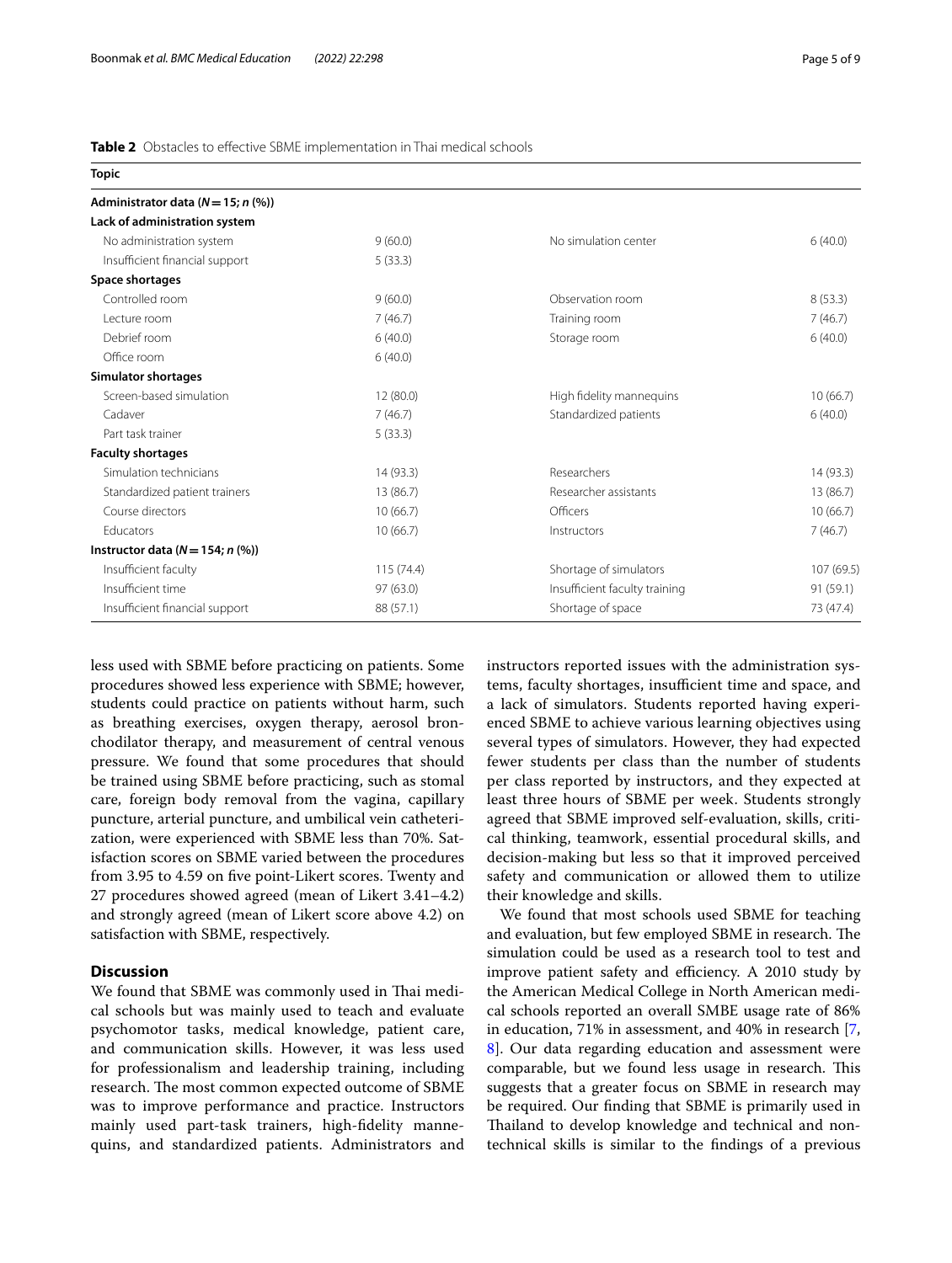**Table 2** Obstacles to effective SBME implementation in Thai medical schools

| Topic | | | |
|---|---|---|---|
| **Administrator data (*N* = 15; *n* (%))** | | | |
| **Lack of administration system** | | | |
| No administration system | 9 (60.0) | No simulation center | 6 (40.0) |
| Insufficient financial support | 5 (33.3) | | |
| **Space shortages** | | | |
| Controlled room | 9 (60.0) | Observation room | 8 (53.3) |
| Lecture room | 7 (46.7) | Training room | 7 (46.7) |
| Debrief room | 6 (40.0) | Storage room | 6 (40.0) |
| Office room | 6 (40.0) | | |
| **Simulator shortages** | | | |
| Screen-based simulation | 12 (80.0) | High fidelity mannequins | 10 (66.7) |
| Cadaver | 7 (46.7) | Standardized patients | 6 (40.0) |
| Part task trainer | 5 (33.3) | | |
| **Faculty shortages** | | | |
| Simulation technicians | 14 (93.3) | Researchers | 14 (93.3) |
| Standardized patient trainers | 13 (86.7) | Researcher assistants | 13 (86.7) |
| Course directors | 10 (66.7) | Officers | 10 (66.7) |
| Educators | 10 (66.7) | Instructors | 7 (46.7) |
| **Instructor data (*N* = 154; *n* (%))** | | | |
| Insufficient faculty | 115 (74.4) | Shortage of simulators | 107 (69.5) |
| Insufficient time | 97 (63.0) | Insufficient faculty training | 91 (59.1) |
| Insufficient financial support | 88 (57.1) | Shortage of space | 73 (47.4) |

less used with SBME before practicing on patients. Some procedures showed less experience with SBME; however, students could practice on patients without harm, such as breathing exercises, oxygen therapy, aerosol bronchodilator therapy, and measurement of central venous pressure. We found that some procedures that should be trained using SBME before practicing, such as stomal care, foreign body removal from the vagina, capillary puncture, arterial puncture, and umbilical vein catheterization, were experienced with SBME less than 70%. Satisfaction scores on SBME varied between the procedures from 3.95 to 4.59 on five point-Likert scores. Twenty and 27 procedures showed agreed (mean of Likert 3.41–4.2) and strongly agreed (mean of Likert score above 4.2) on satisfaction with SBME, respectively.

## Discussion

We found that SBME was commonly used in Thai medical schools but was mainly used to teach and evaluate psychomotor tasks, medical knowledge, patient care, and communication skills. However, it was less used for professionalism and leadership training, including research. The most common expected outcome of SBME was to improve performance and practice. Instructors mainly used part-task trainers, high-fidelity mannequins, and standardized patients. Administrators and instructors reported issues with the administration systems, faculty shortages, insufficient time and space, and a lack of simulators. Students reported having experienced SBME to achieve various learning objectives using several types of simulators. However, they had expected fewer students per class than the number of students per class reported by instructors, and they expected at least three hours of SBME per week. Students strongly agreed that SBME improved self-evaluation, skills, critical thinking, teamwork, essential procedural skills, and decision-making but less so that it improved perceived safety and communication or allowed them to utilize their knowledge and skills.

We found that most schools used SBME for teaching and evaluation, but few employed SBME in research. The simulation could be used as a research tool to test and improve patient safety and efficiency. A 2010 study by the American Medical College in North American medical schools reported an overall SMBE usage rate of 86% in education, 71% in assessment, and 40% in research [7, 8]. Our data regarding education and assessment were comparable, but we found less usage in research. This suggests that a greater focus on SBME in research may be required. Our finding that SBME is primarily used in Thailand to develop knowledge and technical and non-technical skills is similar to the findings of a previous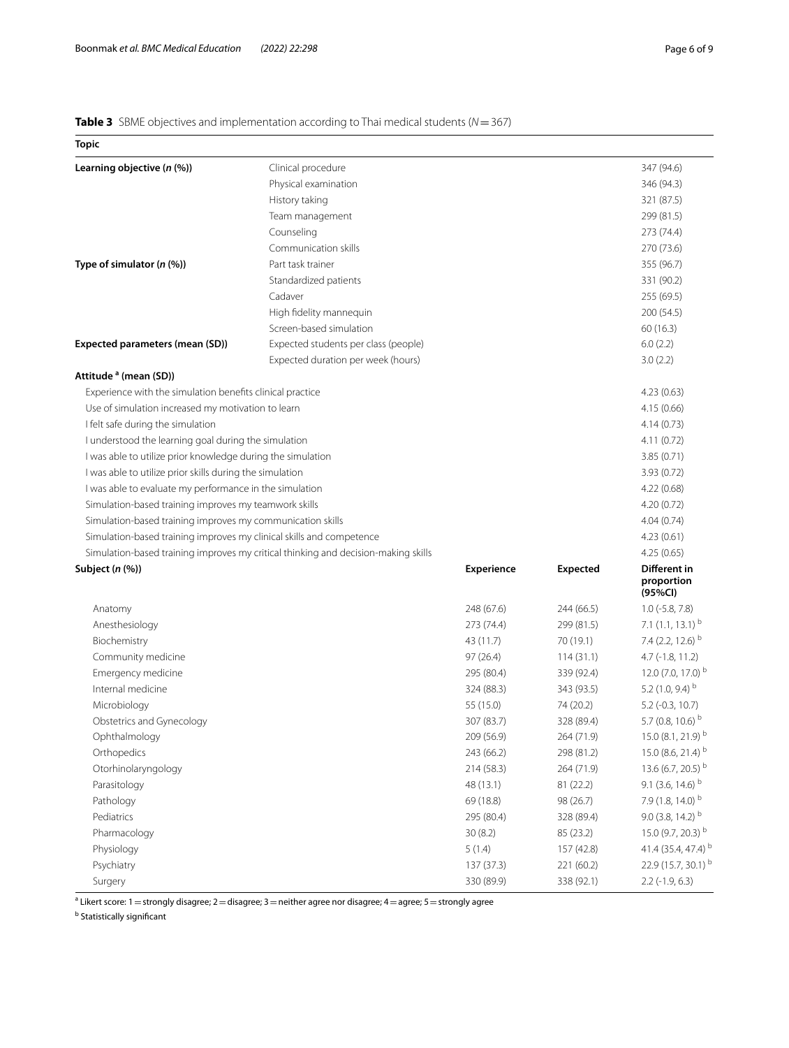**Table 3** SBME objectives and implementation according to Thai medical students (*N* = 367)

| Topic | | | | |
|---|---|---|---|---|
| **Learning objective (*n* (%))** | Clinical procedure | | | 347 (94.6) |
| | Physical examination | | | 346 (94.3) |
| | History taking | | | 321 (87.5) |
| | Team management | | | 299 (81.5) |
| | Counseling | | | 273 (74.4) |
| | Communication skills | | | 270 (73.6) |
| **Type of simulator (*n* (%))** | Part task trainer | | | 355 (96.7) |
| | Standardized patients | | | 331 (90.2) |
| | Cadaver | | | 255 (69.5) |
| | High fidelity mannequin | | | 200 (54.5) |
| | Screen-based simulation | | | 60 (16.3) |
| **Expected parameters (mean (SD))** | Expected students per class (people) | | | 6.0 (2.2) |
| | Expected duration per week (hours) | | | 3.0 (2.2) |
| **Attitude [a] (mean (SD))** | | | | |
| Experience with the simulation benefits clinical practice | | | | 4.23 (0.63) |
| Use of simulation increased my motivation to learn | | | | 4.15 (0.66) |
| I felt safe during the simulation | | | | 4.14 (0.73) |
| I understood the learning goal during the simulation | | | | 4.11 (0.72) |
| I was able to utilize prior knowledge during the simulation | | | | 3.85 (0.71) |
| I was able to utilize prior skills during the simulation | | | | 3.93 (0.72) |
| I was able to evaluate my performance in the simulation | | | | 4.22 (0.68) |
| Simulation-based training improves my teamwork skills | | | | 4.20 (0.72) |
| Simulation-based training improves my communication skills | | | | 4.04 (0.74) |
| Simulation-based training improves my clinical skills and competence | | | | 4.23 (0.61) |
| Simulation-based training improves my critical thinking and decision-making skills | | | | 4.25 (0.65) |
| **Subject (*n* (%))** | | **Experience** | **Expected** | **Different in proportion (95%CI)** |
| Anatomy | | 248 (67.6) | 244 (66.5) | 1.0 (-5.8, 7.8) |
| Anesthesiology | | 273 (74.4) | 299 (81.5) | 7.1 (1.1, 13.1) [b] |
| Biochemistry | | 43 (11.7) | 70 (19.1) | 7.4 (2.2, 12.6) [b] |
| Community medicine | | 97 (26.4) | 114 (31.1) | 4.7 (-1.8, 11.2) |
| Emergency medicine | | 295 (80.4) | 339 (92.4) | 12.0 (7.0, 17.0) [b] |
| Internal medicine | | 324 (88.3) | 343 (93.5) | 5.2 (1.0, 9.4) [b] |
| Microbiology | | 55 (15.0) | 74 (20.2) | 5.2 (-0.3, 10.7) |
| Obstetrics and Gynecology | | 307 (83.7) | 328 (89.4) | 5.7 (0.8, 10.6) [b] |
| Ophthalmology | | 209 (56.9) | 264 (71.9) | 15.0 (8.1, 21.9) [b] |
| Orthopedics | | 243 (66.2) | 298 (81.2) | 15.0 (8.6, 21.4) [b] |
| Otorhinolaryngology | | 214 (58.3) | 264 (71.9) | 13.6 (6.7, 20.5) [b] |
| Parasitology | | 48 (13.1) | 81 (22.2) | 9.1 (3.6, 14.6) [b] |
| Pathology | | 69 (18.8) | 98 (26.7) | 7.9 (1.8, 14.0) [b] |
| Pediatrics | | 295 (80.4) | 328 (89.4) | 9.0 (3.8, 14.2) [b] |
| Pharmacology | | 30 (8.2) | 85 (23.2) | 15.0 (9.7, 20.3) [b] |
| Physiology | | 5 (1.4) | 157 (42.8) | 41.4 (35.4, 47.4) [b] |
| Psychiatry | | 137 (37.3) | 221 (60.2) | 22.9 (15.7, 30.1) [b] |
| Surgery | | 330 (89.9) | 338 (92.1) | 2.2 (-1.9, 6.3) |

[a] Likert score: 1 = strongly disagree; 2 = disagree; 3 = neither agree nor disagree; 4 = agree; 5 = strongly agree

[b] Statistically significant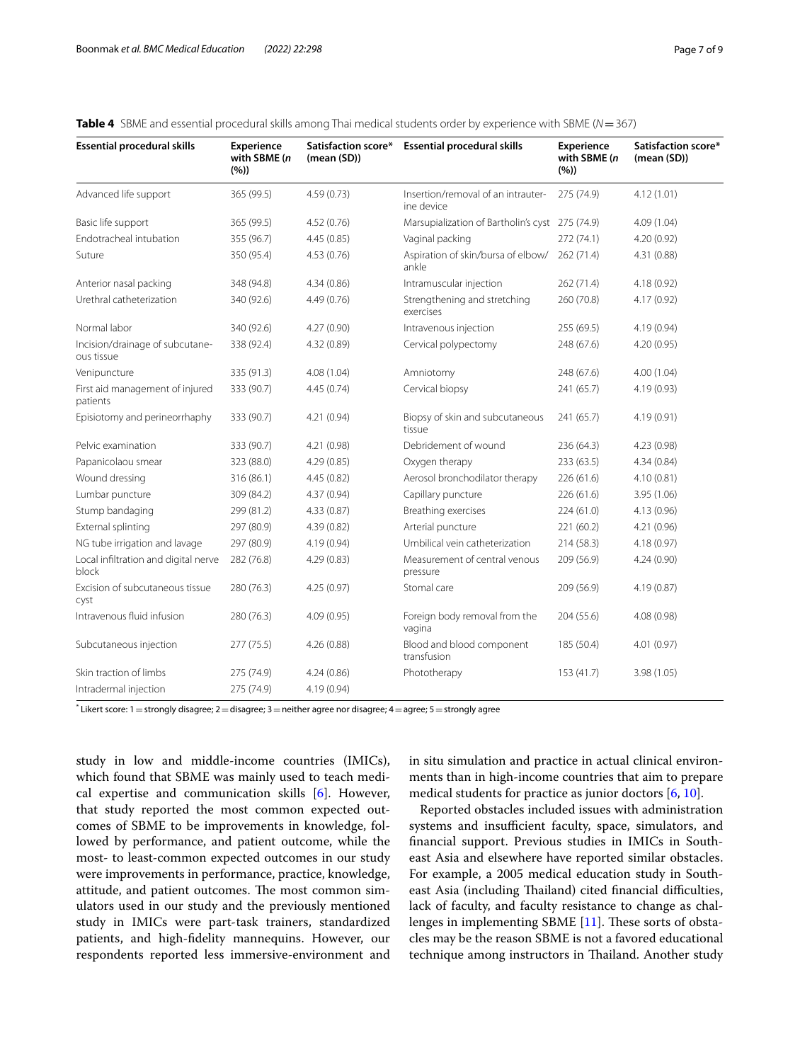**Table 4** SBME and essential procedural skills among Thai medical students order by experience with SBME (*N* = 367)

| Essential procedural skills | Experience with SBME (n (%)) | Satisfaction score* (mean (SD)) | Essential procedural skills | Experience with SBME (n (%)) | Satisfaction score* (mean (SD)) |
|---|---|---|---|---|---|
| Advanced life support | 365 (99.5) | 4.59 (0.73) | Insertion/removal of an intrauterine device | 275 (74.9) | 4.12 (1.01) |
| Basic life support | 365 (99.5) | 4.52 (0.76) | Marsupialization of Bartholin's cyst | 275 (74.9) | 4.09 (1.04) |
| Endotracheal intubation | 355 (96.7) | 4.45 (0.85) | Vaginal packing | 272 (74.1) | 4.20 (0.92) |
| Suture | 350 (95.4) | 4.53 (0.76) | Aspiration of skin/bursa of elbow/ankle | 262 (71.4) | 4.31 (0.88) |
| Anterior nasal packing | 348 (94.8) | 4.34 (0.86) | Intramuscular injection | 262 (71.4) | 4.18 (0.92) |
| Urethral catheterization | 340 (92.6) | 4.49 (0.76) | Strengthening and stretching exercises | 260 (70.8) | 4.17 (0.92) |
| Normal labor | 340 (92.6) | 4.27 (0.90) | Intravenous injection | 255 (69.5) | 4.19 (0.94) |
| Incision/drainage of subcutaneous tissue | 338 (92.4) | 4.32 (0.89) | Cervical polypectomy | 248 (67.6) | 4.20 (0.95) |
| Venipuncture | 335 (91.3) | 4.08 (1.04) | Amniotomy | 248 (67.6) | 4.00 (1.04) |
| First aid management of injured patients | 333 (90.7) | 4.45 (0.74) | Cervical biopsy | 241 (65.7) | 4.19 (0.93) |
| Episiotomy and perineorrhaphy | 333 (90.7) | 4.21 (0.94) | Biopsy of skin and subcutaneous tissue | 241 (65.7) | 4.19 (0.91) |
| Pelvic examination | 333 (90.7) | 4.21 (0.98) | Debridement of wound | 236 (64.3) | 4.23 (0.98) |
| Papanicolaou smear | 323 (88.0) | 4.29 (0.85) | Oxygen therapy | 233 (63.5) | 4.34 (0.84) |
| Wound dressing | 316 (86.1) | 4.45 (0.82) | Aerosol bronchodilator therapy | 226 (61.6) | 4.10 (0.81) |
| Lumbar puncture | 309 (84.2) | 4.37 (0.94) | Capillary puncture | 226 (61.6) | 3.95 (1.06) |
| Stump bandaging | 299 (81.2) | 4.33 (0.87) | Breathing exercises | 224 (61.0) | 4.13 (0.96) |
| External splinting | 297 (80.9) | 4.39 (0.82) | Arterial puncture | 221 (60.2) | 4.21 (0.96) |
| NG tube irrigation and lavage | 297 (80.9) | 4.19 (0.94) | Umbilical vein catheterization | 214 (58.3) | 4.18 (0.97) |
| Local infiltration and digital nerve block | 282 (76.8) | 4.29 (0.83) | Measurement of central venous pressure | 209 (56.9) | 4.24 (0.90) |
| Excision of subcutaneous tissue cyst | 280 (76.3) | 4.25 (0.97) | Stomal care | 209 (56.9) | 4.19 (0.87) |
| Intravenous fluid infusion | 280 (76.3) | 4.09 (0.95) | Foreign body removal from the vagina | 204 (55.6) | 4.08 (0.98) |
| Subcutaneous injection | 277 (75.5) | 4.26 (0.88) | Blood and blood component transfusion | 185 (50.4) | 4.01 (0.97) |
| Skin traction of limbs | 275 (74.9) | 4.24 (0.86) | Phototherapy | 153 (41.7) | 3.98 (1.05) |
| Intradermal injection | 275 (74.9) | 4.19 (0.94) | | | |

* Likert score: 1 = strongly disagree; 2 = disagree; 3 = neither agree nor disagree; 4 = agree; 5 = strongly agree

study in low and middle-income countries (lMICs), which found that SBME was mainly used to teach medical expertise and communication skills [6]. However, that study reported the most common expected outcomes of SBME to be improvements in knowledge, followed by performance, and patient outcome, while the most- to least-common expected outcomes in our study were improvements in performance, practice, knowledge, attitude, and patient outcomes. The most common simulators used in our study and the previously mentioned study in lMICs were part-task trainers, standardized patients, and high-fidelity mannequins. However, our respondents reported less immersive-environment and in situ simulation and practice in actual clinical environments than in high-income countries that aim to prepare medical students for practice as junior doctors [6, 10].

Reported obstacles included issues with administration systems and insufficient faculty, space, simulators, and financial support. Previous studies in lMICs in Southeast Asia and elsewhere have reported similar obstacles. For example, a 2005 medical education study in Southeast Asia (including Thailand) cited financial difficulties, lack of faculty, and faculty resistance to change as challenges in implementing SBME [11]. These sorts of obstacles may be the reason SBME is not a favored educational technique among instructors in Thailand. Another study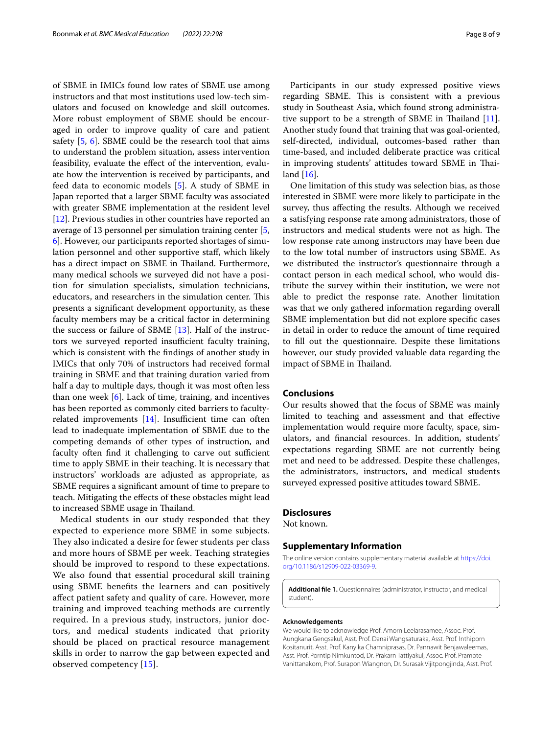of SBME in IMICs found low rates of SBME use among instructors and that most institutions used low-tech simulators and focused on knowledge and skill outcomes. More robust employment of SBME should be encouraged in order to improve quality of care and patient safety [5, 6]. SBME could be the research tool that aims to understand the problem situation, assess intervention feasibility, evaluate the effect of the intervention, evaluate how the intervention is received by participants, and feed data to economic models [5]. A study of SBME in Japan reported that a larger SBME faculty was associated with greater SBME implementation at the resident level [12]. Previous studies in other countries have reported an average of 13 personnel per simulation training center [5, 6]. However, our participants reported shortages of simulation personnel and other supportive staff, which likely has a direct impact on SBME in Thailand. Furthermore, many medical schools we surveyed did not have a position for simulation specialists, simulation technicians, educators, and researchers in the simulation center. This presents a significant development opportunity, as these faculty members may be a critical factor in determining the success or failure of SBME [13]. Half of the instructors we surveyed reported insufficient faculty training, which is consistent with the findings of another study in IMICs that only 70% of instructors had received formal training in SBME and that training duration varied from half a day to multiple days, though it was most often less than one week [6]. Lack of time, training, and incentives has been reported as commonly cited barriers to faculty-related improvements [14]. Insufficient time can often lead to inadequate implementation of SBME due to the competing demands of other types of instruction, and faculty often find it challenging to carve out sufficient time to apply SBME in their teaching. It is necessary that instructors' workloads are adjusted as appropriate, as SBME requires a significant amount of time to prepare to teach. Mitigating the effects of these obstacles might lead to increased SBME usage in Thailand.

Medical students in our study responded that they expected to experience more SBME in some subjects. They also indicated a desire for fewer students per class and more hours of SBME per week. Teaching strategies should be improved to respond to these expectations. We also found that essential procedural skill training using SBME benefits the learners and can positively affect patient safety and quality of care. However, more training and improved teaching methods are currently required. In a previous study, instructors, junior doctors, and medical students indicated that priority should be placed on practical resource management skills in order to narrow the gap between expected and observed competency [15].

Participants in our study expressed positive views regarding SBME. This is consistent with a previous study in Southeast Asia, which found strong administrative support to be a strength of SBME in Thailand [11]. Another study found that training that was goal-oriented, self-directed, individual, outcomes-based rather than time-based, and included deliberate practice was critical in improving students' attitudes toward SBME in Thailand [16].

One limitation of this study was selection bias, as those interested in SBME were more likely to participate in the survey, thus affecting the results. Although we received a satisfying response rate among administrators, those of instructors and medical students were not as high. The low response rate among instructors may have been due to the low total number of instructors using SBME. As we distributed the instructor's questionnaire through a contact person in each medical school, who would distribute the survey within their institution, we were not able to predict the response rate. Another limitation was that we only gathered information regarding overall SBME implementation but did not explore specific cases in detail in order to reduce the amount of time required to fill out the questionnaire. Despite these limitations however, our study provided valuable data regarding the impact of SBME in Thailand.

## Conclusions

Our results showed that the focus of SBME was mainly limited to teaching and assessment and that effective implementation would require more faculty, space, simulators, and financial resources. In addition, students' expectations regarding SBME are not currently being met and need to be addressed. Despite these challenges, the administrators, instructors, and medical students surveyed expressed positive attitudes toward SBME.

## Disclosures

Not known.

## Supplementary Information

The online version contains supplementary material available at https://doi.org/10.1186/s12909-022-03369-9.

**Additional file 1.** Questionnaires (administrator, instructor, and medical student).

#### Acknowledgements

We would like to acknowledge Prof. Amorn Leelarasamee, Assoc. Prof. Aungkana Gengsakul, Asst. Prof. Danai Wangsaturaka, Asst. Prof. Inthiporn Kositanurit, Asst. Prof. Kanyika Chamniprasas, Dr. Pannawit Benjawaleemas, Asst. Prof. Porntip Nimkuntod, Dr. Prakarn Tattiyakul, Assoc. Prof. Pramote Vanittanakom, Prof. Surapon Wiangnon, Dr. Surasak Vijitpongjinda, Asst. Prof.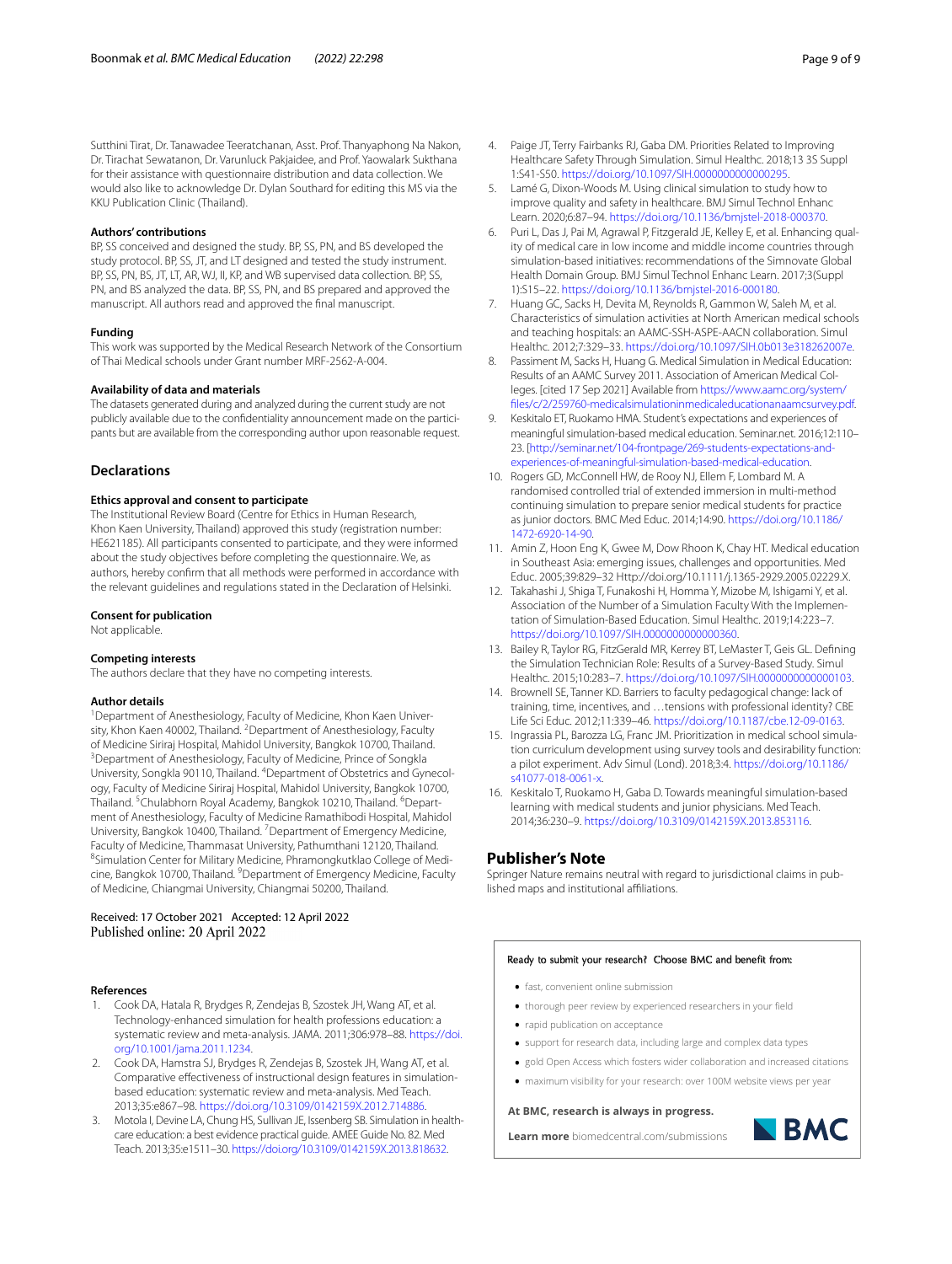Sutthini Tirat, Dr. Tanawadee Teeratchanan, Asst. Prof. Thanyaphong Na Nakon, Dr. Tirachat Sewatanon, Dr. Varunluck Pakjaidee, and Prof. Yaowalark Sukthana for their assistance with questionnaire distribution and data collection. We would also like to acknowledge Dr. Dylan Southard for editing this MS via the KKU Publication Clinic (Thailand).

#### Authors' contributions

BP, SS conceived and designed the study. BP, SS, PN, and BS developed the study protocol. BP, SS, JT, and LT designed and tested the study instrument. BP, SS, PN, BS, JT, LT, AR, WJ, II, KP, and WB supervised data collection. BP, SS, PN, and BS analyzed the data. BP, SS, PN, and BS prepared and approved the manuscript. All authors read and approved the final manuscript.

#### Funding

This work was supported by the Medical Research Network of the Consortium of Thai Medical schools under Grant number MRF-2562-A-004.

#### Availability of data and materials

The datasets generated during and analyzed during the current study are not publicly available due to the confidentiality announcement made on the participants but are available from the corresponding author upon reasonable request.

## Declarations

#### Ethics approval and consent to participate

The Institutional Review Board (Centre for Ethics in Human Research, Khon Kaen University, Thailand) approved this study (registration number: HE621185). All participants consented to participate, and they were informed about the study objectives before completing the questionnaire. We, as authors, hereby confirm that all methods were performed in accordance with the relevant guidelines and regulations stated in the Declaration of Helsinki.

#### Consent for publication

Not applicable.

#### Competing interests

The authors declare that they have no competing interests.

#### Author details

[1]Department of Anesthesiology, Faculty of Medicine, Khon Kaen University, Khon Kaen 40002, Thailand. [2]Department of Anesthesiology, Faculty of Medicine Siriraj Hospital, Mahidol University, Bangkok 10700, Thailand. [3]Department of Anesthesiology, Faculty of Medicine, Prince of Songkla University, Songkla 90110, Thailand. [4]Department of Obstetrics and Gynecology, Faculty of Medicine Siriraj Hospital, Mahidol University, Bangkok 10700, Thailand. [5]Chulabhorn Royal Academy, Bangkok 10210, Thailand. [6]Department of Anesthesiology, Faculty of Medicine Ramathibodi Hospital, Mahidol University, Bangkok 10400, Thailand. [7]Department of Emergency Medicine, Faculty of Medicine, Thammasat University, Pathumthani 12120, Thailand. [8]Simulation Center for Military Medicine, Phramongkutklao College of Medicine, Bangkok 10700, Thailand. [9]Department of Emergency Medicine, Faculty of Medicine, Chiangmai University, Chiangmai 50200, Thailand.

Received: 17 October 2021 Accepted: 12 April 2022
Published online: 20 April 2022

#### References

1. Cook DA, Hatala R, Brydges R, Zendejas B, Szostek JH, Wang AT, et al. Technology-enhanced simulation for health professions education: a systematic review and meta-analysis. JAMA. 2011;306:978–88. https://doi.org/10.1001/jama.2011.1234.
2. Cook DA, Hamstra SJ, Brydges R, Zendejas B, Szostek JH, Wang AT, et al. Comparative effectiveness of instructional design features in simulation-based education: systematic review and meta-analysis. Med Teach. 2013;35:e867–98. https://doi.org/10.3109/0142159X.2012.714886.
3. Motola I, Devine LA, Chung HS, Sullivan JE, Issenberg SB. Simulation in healthcare education: a best evidence practical guide. AMEE Guide No. 82. Med Teach. 2013;35:e1511–30. https://doi.org/10.3109/0142159X.2013.818632.
4. Paige JT, Terry Fairbanks RJ, Gaba DM. Priorities Related to Improving Healthcare Safety Through Simulation. Simul Healthc. 2018;13 3S Suppl 1:S41-S50. https://doi.org/10.1097/SIH.0000000000000295.
5. Lamé G, Dixon-Woods M. Using clinical simulation to study how to improve quality and safety in healthcare. BMJ Simul Technol Enhanc Learn. 2020;6:87–94. https://doi.org/10.1136/bmjstel-2018-000370.
6. Puri L, Das J, Pai M, Agrawal P, Fitzgerald JE, Kelley E, et al. Enhancing quality of medical care in low income and middle income countries through simulation-based initiatives: recommendations of the Simnovate Global Health Domain Group. BMJ Simul Technol Enhanc Learn. 2017;3(Suppl 1):S15–22. https://doi.org/10.1136/bmjstel-2016-000180.
7. Huang GC, Sacks H, Devita M, Reynolds R, Gammon W, Saleh M, et al. Characteristics of simulation activities at North American medical schools and teaching hospitals: an AAMC-SSH-ASPE-AACN collaboration. Simul Healthc. 2012;7:329–33. https://doi.org/10.1097/SIH.0b013e318262007e.
8. Passiment M, Sacks H, Huang G. Medical Simulation in Medical Education: Results of an AAMC Survey 2011. Association of American Medical Colleges. [cited 17 Sep 2021] Available from https://www.aamc.org/system/files/c/2/259760-medicalsimulationinmedicaleducationanaamcsurvey.pdf.
9. Keskitalo ET, Ruokamo HMA. Student's expectations and experiences of meaningful simulation-based medical education. Seminar.net. 2016;12:110–23. [http://seminar.net/104-frontpage/269-students-expectations-and-experiences-of-meaningful-simulation-based-medical-education.
10. Rogers GD, McConnell HW, de Rooy NJ, Ellem F, Lombard M. A randomised controlled trial of extended immersion in multi-method continuing simulation to prepare senior medical students for practice as junior doctors. BMC Med Educ. 2014;14:90. https://doi.org/10.1186/1472-6920-14-90.
11. Amin Z, Hoon Eng K, Gwee M, Dow Rhoon K, Chay HT. Medical education in Southeast Asia: emerging issues, challenges and opportunities. Med Educ. 2005;39:829–32 Http://doi.org/10.1111/j.1365-2929.2005.02229.X.
12. Takahashi J, Shiga T, Funakoshi H, Homma Y, Mizobe M, Ishigami Y, et al. Association of the Number of a Simulation Faculty With the Implementation of Simulation-Based Education. Simul Healthc. 2019;14:223–7. https://doi.org/10.1097/SIH.0000000000000360.
13. Bailey R, Taylor RG, FitzGerald MR, Kerrey BT, LeMaster T, Geis GL. Defining the Simulation Technician Role: Results of a Survey-Based Study. Simul Healthc. 2015;10:283–7. https://doi.org/10.1097/SIH.0000000000000103.
14. Brownell SE, Tanner KD. Barriers to faculty pedagogical change: lack of training, time, incentives, and …tensions with professional identity? CBE Life Sci Educ. 2012;11:339–46. https://doi.org/10.1187/cbe.12-09-0163.
15. Ingrassia PL, Barozza LG, Franc JM. Prioritization in medical school simulation curriculum development using survey tools and desirability function: a pilot experiment. Adv Simul (Lond). 2018;3:4. https://doi.org/10.1186/s41077-018-0061-x.
16. Keskitalo T, Ruokamo H, Gaba D. Towards meaningful simulation-based learning with medical students and junior physicians. Med Teach. 2014;36:230–9. https://doi.org/10.3109/0142159X.2013.853116.

## Publisher's Note

Springer Nature remains neutral with regard to jurisdictional claims in published maps and institutional affiliations.

Ready to submit your research? Choose BMC and benefit from:

- fast, convenient online submission
- thorough peer review by experienced researchers in your field
- rapid publication on acceptance
- support for research data, including large and complex data types
- gold Open Access which fosters wider collaboration and increased citations
- maximum visibility for your research: over 100M website views per year

**At BMC, research is always in progress.**

**Learn more** biomedcentral.com/submissions

BMC